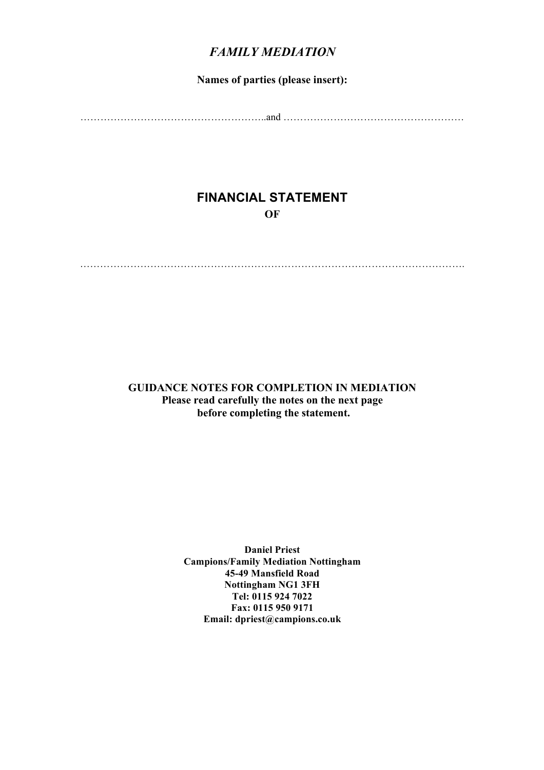# *FAMILY MEDIATION*

**Names of parties (please insert):**

………………………………………………..and ………………………………………………

## FINANCIAL STATEMENT

**OF**

……………………………………………………………………………………………………

**GUIDANCE NOTES FOR COMPLETION IN MEDIATION**
**Please read carefully the notes on the next page**
**before completing the statement.**

**Daniel Priest**
**Campions/Family Mediation Nottingham**
**45-49 Mansfield Road**
**Nottingham NG1 3FH**
**Tel: 0115 924 7022**
**Fax: 0115 950 9171**
**Email: dpriest@campions.co.uk**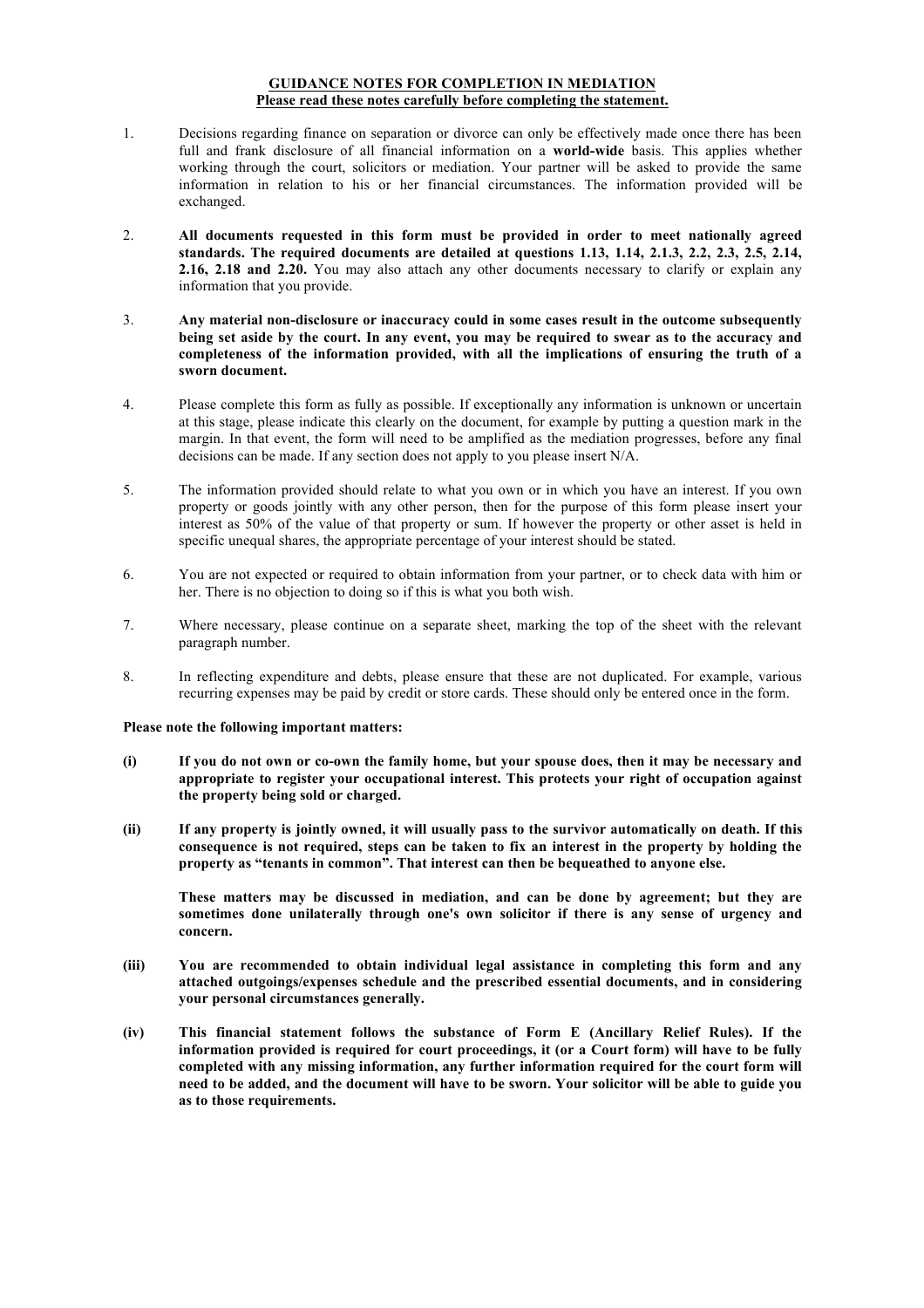# GUIDANCE NOTES FOR COMPLETION IN MEDIATION

**Please read these notes carefully before completing the statement.**

1. Decisions regarding finance on separation or divorce can only be effectively made once there has been full and frank disclosure of all financial information on a **world-wide** basis. This applies whether working through the court, solicitors or mediation. Your partner will be asked to provide the same information in relation to his or her financial circumstances. The information provided will be exchanged.

2. **All documents requested in this form must be provided in order to meet nationally agreed standards. The required documents are detailed at questions 1.13, 1.14, 2.1.3, 2.2, 2.3, 2.5, 2.14, 2.16, 2.18 and 2.20.** You may also attach any other documents necessary to clarify or explain any information that you provide.

3. **Any material non-disclosure or inaccuracy could in some cases result in the outcome subsequently being set aside by the court. In any event, you may be required to swear as to the accuracy and completeness of the information provided, with all the implications of ensuring the truth of a sworn document.**

4. Please complete this form as fully as possible. If exceptionally any information is unknown or uncertain at this stage, please indicate this clearly on the document, for example by putting a question mark in the margin. In that event, the form will need to be amplified as the mediation progresses, before any final decisions can be made. If any section does not apply to you please insert N/A.

5. The information provided should relate to what you own or in which you have an interest. If you own property or goods jointly with any other person, then for the purpose of this form please insert your interest as 50% of the value of that property or sum. If however the property or other asset is held in specific unequal shares, the appropriate percentage of your interest should be stated.

6. You are not expected or required to obtain information from your partner, or to check data with him or her. There is no objection to doing so if this is what you both wish.

7. Where necessary, please continue on a separate sheet, marking the top of the sheet with the relevant paragraph number.

8. In reflecting expenditure and debts, please ensure that these are not duplicated. For example, various recurring expenses may be paid by credit or store cards. These should only be entered once in the form.

**Please note the following important matters:**

**(i)** **If you do not own or co-own the family home, but your spouse does, then it may be necessary and appropriate to register your occupational interest. This protects your right of occupation against the property being sold or charged.**

**(ii)** **If any property is jointly owned, it will usually pass to the survivor automatically on death. If this consequence is not required, steps can be taken to fix an interest in the property by holding the property as "tenants in common". That interest can then be bequeathed to anyone else.**

**These matters may be discussed in mediation, and can be done by agreement; but they are sometimes done unilaterally through one's own solicitor if there is any sense of urgency and concern.**

**(iii)** **You are recommended to obtain individual legal assistance in completing this form and any attached outgoings/expenses schedule and the prescribed essential documents, and in considering your personal circumstances generally.**

**(iv)** **This financial statement follows the substance of Form E (Ancillary Relief Rules). If the information provided is required for court proceedings, it (or a Court form) will have to be fully completed with any missing information, any further information required for the court form will need to be added, and the document will have to be sworn. Your solicitor will be able to guide you as to those requirements.**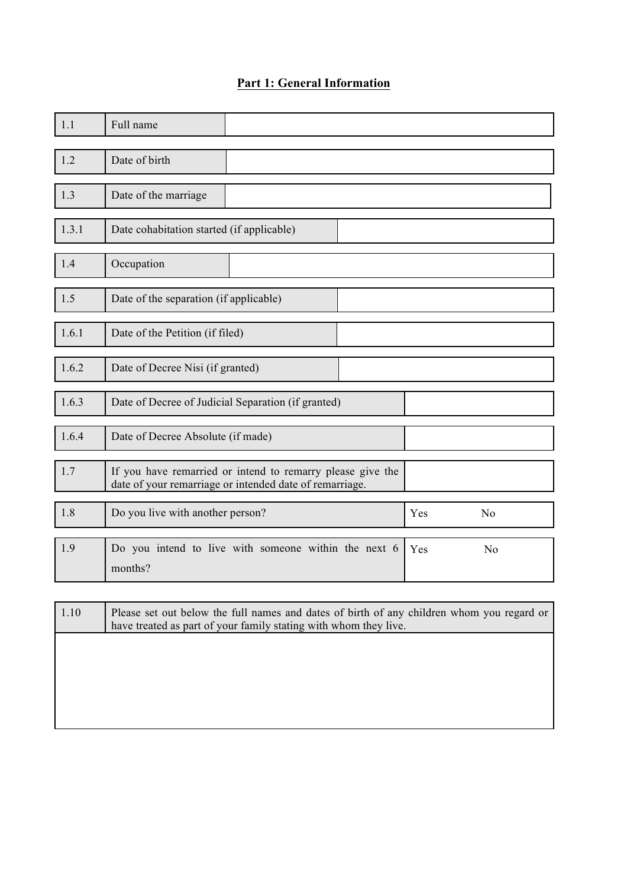## Part 1: General Information

| | | |
|---|---|---|
| 1.1 | Full name | |
| 1.2 | Date of birth | |
| 1.3 | Date of the marriage | |
| 1.3.1 | Date cohabitation started (if applicable) | |
| 1.4 | Occupation | |
| 1.5 | Date of the separation (if applicable) | |
| 1.6.1 | Date of the Petition (if filed) | |
| 1.6.2 | Date of Decree Nisi (if granted) | |
| 1.6.3 | Date of Decree of Judicial Separation (if granted) | |
| 1.6.4 | Date of Decree Absolute (if made) | |
| 1.7 | If you have remarried or intend to remarry please give the date of your remarriage or intended date of remarriage. | |
| 1.8 | Do you live with another person? | Yes No |
| 1.9 | Do you intend to live with someone within the next 6 months? | Yes No |

| | |
|---|---|
| 1.10 | Please set out below the full names and dates of birth of any children whom you regard or have treated as part of your family stating with whom they live. |
| | |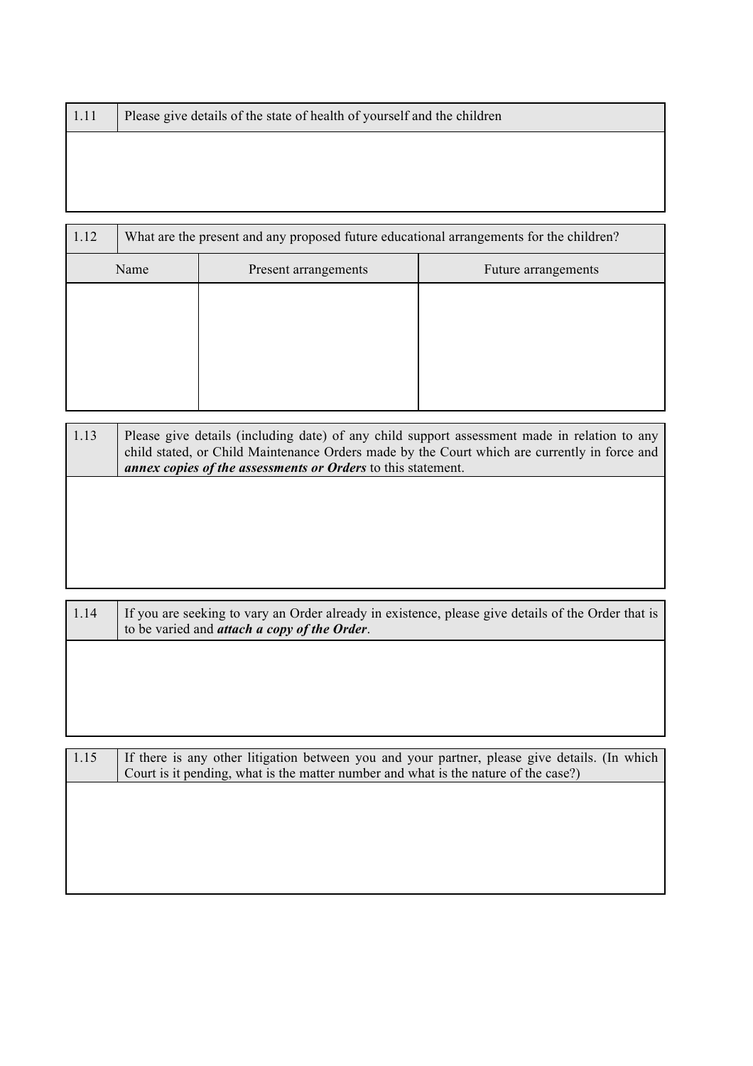| 1.11 | Please give details of the state of health of yourself and the children |
|---|---|
| | |

| 1.12 | What are the present and any proposed future educational arrangements for the children? | |
|---|---|---|
| Name | Present arrangements | Future arrangements |
| | | |

| 1.13 | Please give details (including date) of any child support assessment made in relation to any child stated, or Child Maintenance Orders made by the Court which are currently in force and ***annex copies of the assessments or Orders*** to this statement. |
|---|---|
| | |

| 1.14 | If you are seeking to vary an Order already in existence, please give details of the Order that is to be varied and ***attach a copy of the Order***. |
|---|---|
| | |

| 1.15 | If there is any other litigation between you and your partner, please give details. (In which Court is it pending, what is the matter number and what is the nature of the case?) |
|---|---|
| | |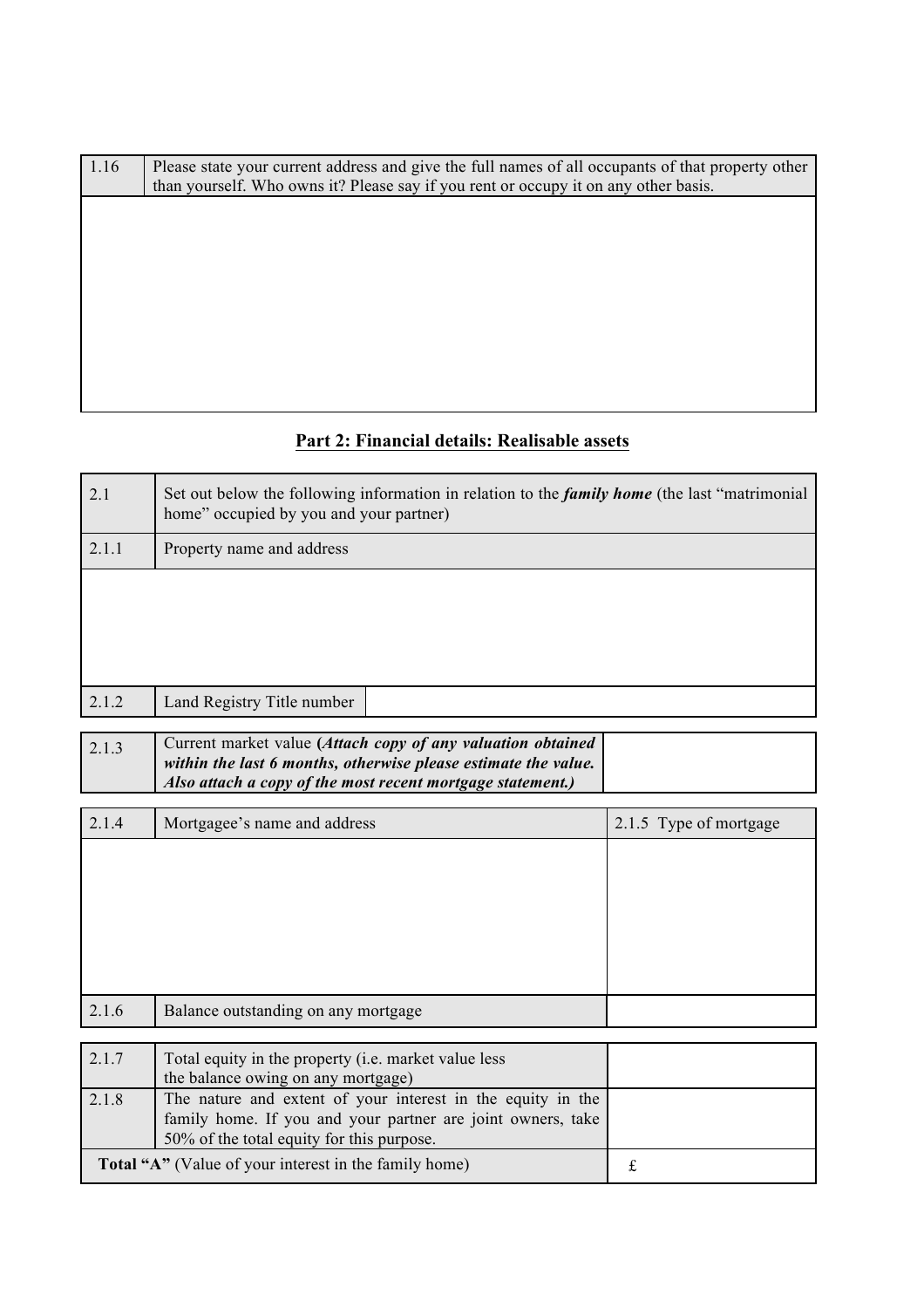| 1.16 | Please state your current address and give the full names of all occupants of that property other than yourself. Who owns it? Please say if you rent or occupy it on any other basis. |
| --- | --- |
| | |

## Part 2: Financial details: Realisable assets

| 2.1 | Set out below the following information in relation to the ***family home*** (the last "matrimonial home" occupied by you and your partner) |
| --- | --- |
| 2.1.1 | Property name and address |
| | |
| 2.1.2 | Land Registry Title number |

| 2.1.3 | Current market value **(*Attach copy of any valuation obtained within the last 6 months, otherwise please estimate the value. Also attach a copy of the most recent mortgage statement.*)** | |
| --- | --- | --- |

| 2.1.4 | Mortgagee's name and address | 2.1.5 Type of mortgage |
| --- | --- | --- |
| | | |
| 2.1.6 | Balance outstanding on any mortgage | |

| 2.1.7 | Total equity in the property (i.e. market value less the balance owing on any mortgage) | |
| --- | --- | --- |
| 2.1.8 | The nature and extent of your interest in the equity in the family home. If you and your partner are joint owners, take 50% of the total equity for this purpose. | |
| **Total "A"** (Value of your interest in the family home) | | £ |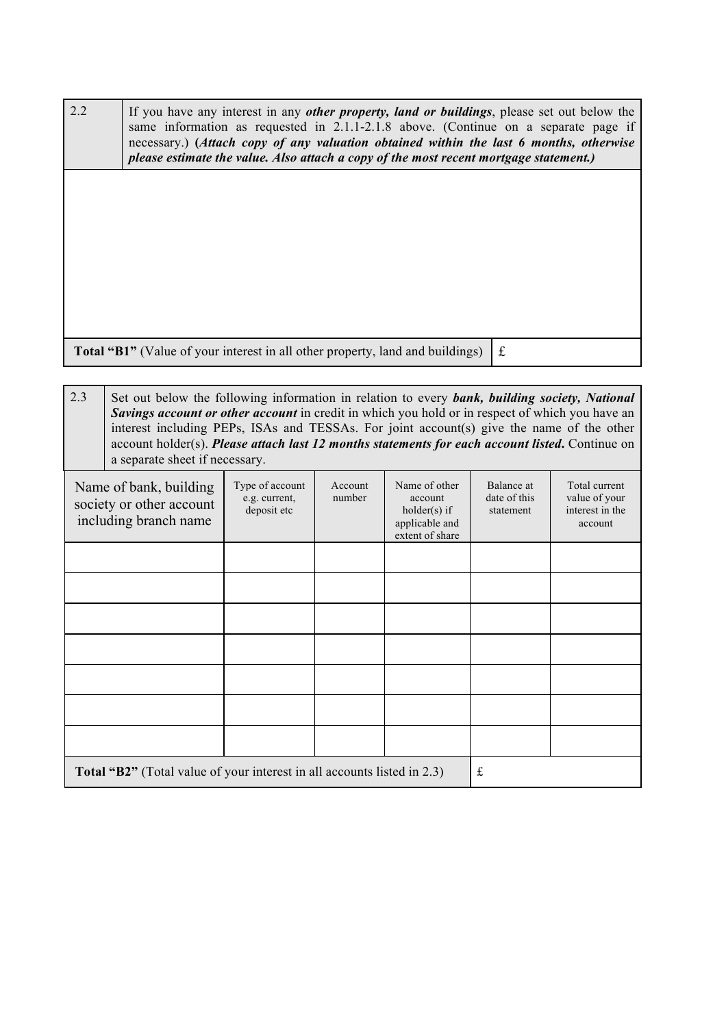| 2.2 | If you have any interest in any ***other property, land or buildings***, please set out below the same information as requested in 2.1.1-2.1.8 above. (Continue on a separate page if necessary.) **(*Attach copy of any valuation obtained within the last 6 months, otherwise please estimate the value. Also attach a copy of the most recent mortgage statement.)*** |
|---|---|
| | |

| **Total "B1"** (Value of your interest in all other property, land and buildings) | £ |
|---|---|

| 2.3 | Set out below the following information in relation to every ***bank, building society, National Savings account or other account*** in credit in which you hold or in respect of which you have an interest including PEPs, ISAs and TESSAs. For joint account(s) give the name of the other account holder(s). ***Please attach last 12 months statements for each account listed***. Continue on a separate sheet if necessary. |
|---|---|

| Name of bank, building society or other account including branch name | Type of account e.g. current, deposit etc | Account number | Name of other account holder(s) if applicable and extent of share | Balance at date of this statement | Total current value of your interest in the account |
|---|---|---|---|---|---|
| | | | | | |
| | | | | | |
| | | | | | |
| | | | | | |
| | | | | | |
| | | | | | |
| | | | | | |
| **Total "B2"** (Total value of your interest in all accounts listed in 2.3) | | | | £ | |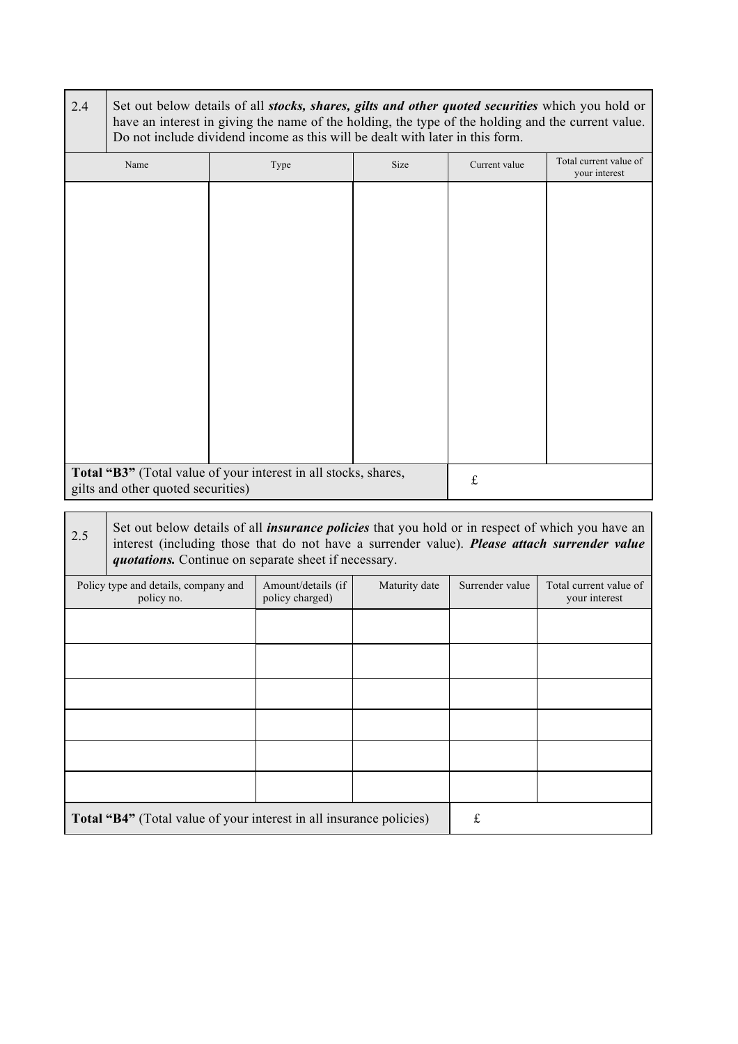| 2.4 | Set out below details of all ***stocks, shares, gilts and other quoted securities*** which you hold or have an interest in giving the name of the holding, the type of the holding and the current value. Do not include dividend income as this will be dealt with later in this form. | | | |
|---|---|---|---|---|
| Name | Type | Size | Current value | Total current value of your interest |
| | | | | |
| **Total "B3"** (Total value of your interest in all stocks, shares, gilts and other quoted securities) | | | £ | |

| 2.5 | Set out below details of all ***insurance policies*** that you hold or in respect of which you have an interest (including those that do not have a surrender value). ***Please attach surrender value quotations.*** Continue on separate sheet if necessary. | | | |
|---|---|---|---|---|
| Policy type and details, company and policy no. | Amount/details (if policy charged) | Maturity date | Surrender value | Total current value of your interest |
| | | | | |
| | | | | |
| | | | | |
| | | | | |
| | | | | |
| | | | | |
| **Total "B4"** (Total value of your interest in all insurance policies) | | | £ | |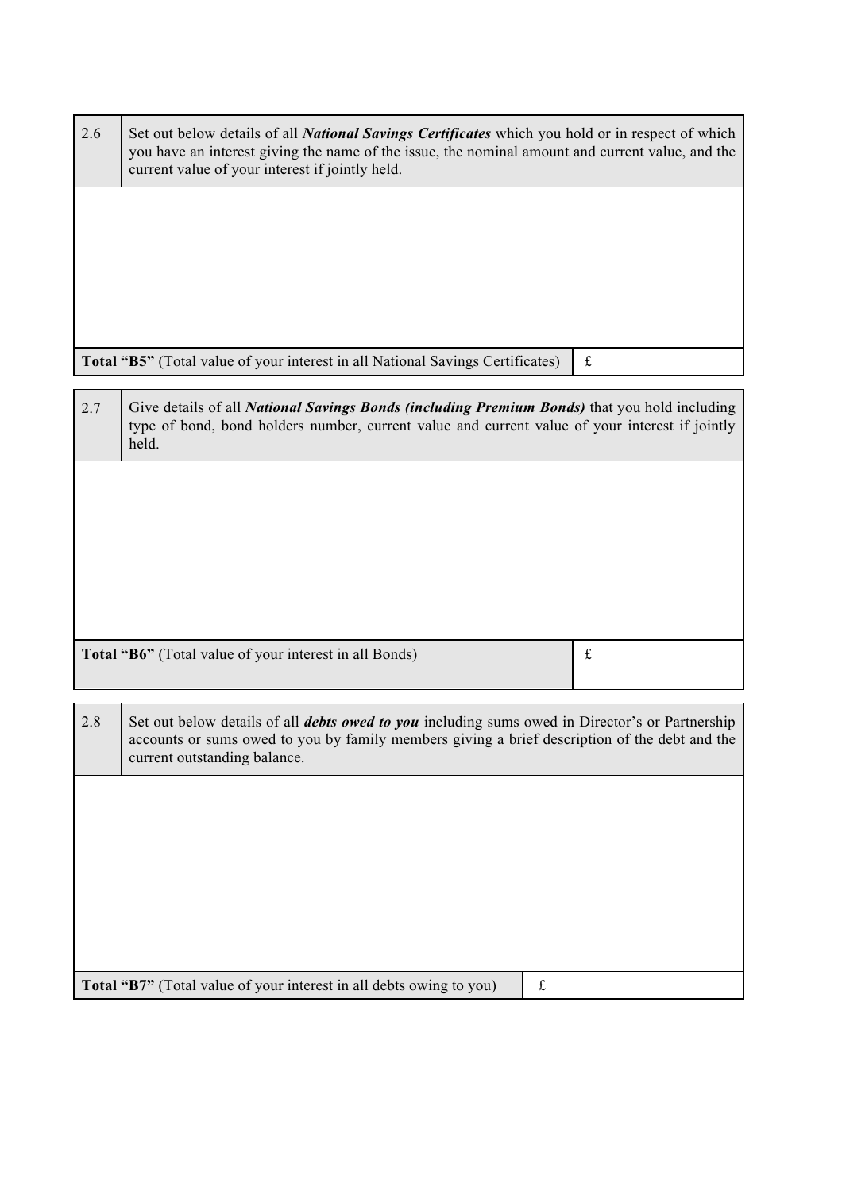| 2.6 | Set out below details of all ***National Savings Certificates*** which you hold or in respect of which you have an interest giving the name of the issue, the nominal amount and current value, and the current value of your interest if jointly held. |
|---|---|
| | |
| **Total "B5"** (Total value of your interest in all National Savings Certificates) | £ |

| 2.7 | Give details of all ***National Savings Bonds (including Premium Bonds)*** that you hold including type of bond, bond holders number, current value and current value of your interest if jointly held. |
|---|---|
| | |
| **Total "B6"** (Total value of your interest in all Bonds) | £ |

| 2.8 | Set out below details of all ***debts owed to you*** including sums owed in Director's or Partnership accounts or sums owed to you by family members giving a brief description of the debt and the current outstanding balance. |
|---|---|
| | |
| **Total "B7"** (Total value of your interest in all debts owing to you) | £ |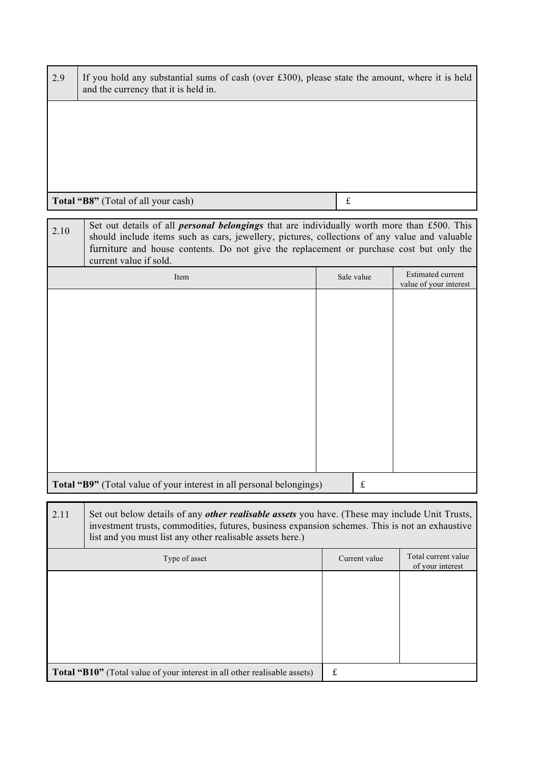| 2.9 | If you hold any substantial sums of cash (over £300), please state the amount, where it is held and the currency that it is held in. |
|---|---|
| | |
| **Total "B8"** (Total of all your cash) | £ |

| 2.10 | Set out details of all ***personal belongings*** that are individually worth more than £500. This should include items such as cars, jewellery, pictures, collections of any value and valuable furniture and house contents. Do not give the replacement or purchase cost but only the current value if sold. |
|---|---|

| Item | Sale value | Estimated current value of your interest |
|---|---|---|
| | | |
| **Total "B9"** (Total value of your interest in all personal belongings) | £ | |

| 2.11 | Set out below details of any ***other realisable assets*** you have. (These may include Unit Trusts, investment trusts, commodities, futures, business expansion schemes. This is not an exhaustive list and you must list any other realisable assets here.) |
|---|---|

| Type of asset | Current value | Total current value of your interest |
|---|---|---|
| | | |
| **Total "B10"** (Total value of your interest in all other realisable assets) | £ | |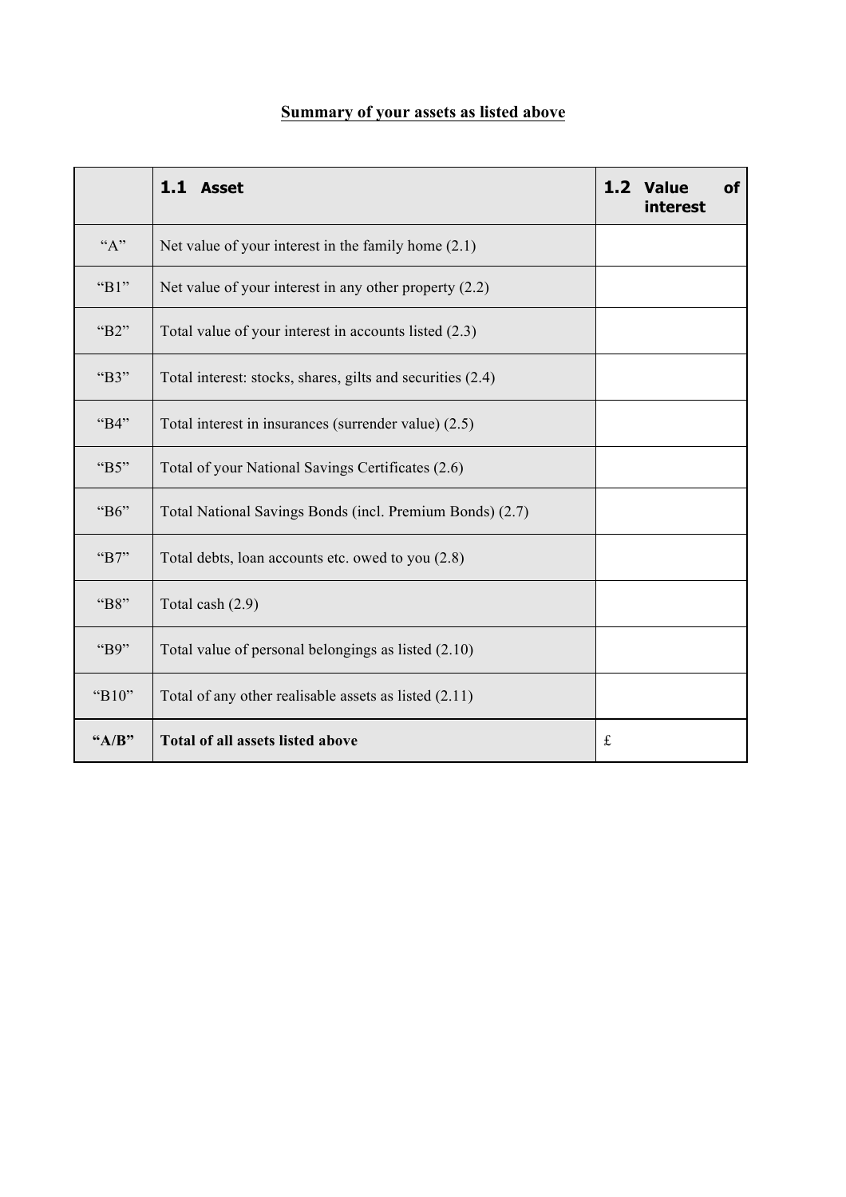**Summary of your assets as listed above**

| | **1.1 Asset** | **1.2 Value of interest** |
|---|---|---|
| "A" | Net value of your interest in the family home (2.1) | |
| "B1" | Net value of your interest in any other property (2.2) | |
| "B2" | Total value of your interest in accounts listed (2.3) | |
| "B3" | Total interest: stocks, shares, gilts and securities (2.4) | |
| "B4" | Total interest in insurances (surrender value) (2.5) | |
| "B5" | Total of your National Savings Certificates (2.6) | |
| "B6" | Total National Savings Bonds (incl. Premium Bonds) (2.7) | |
| "B7" | Total debts, loan accounts etc. owed to you (2.8) | |
| "B8" | Total cash (2.9) | |
| "B9" | Total value of personal belongings as listed (2.10) | |
| "B10" | Total of any other realisable assets as listed (2.11) | |
| **"A/B"** | **Total of all assets listed above** | £ |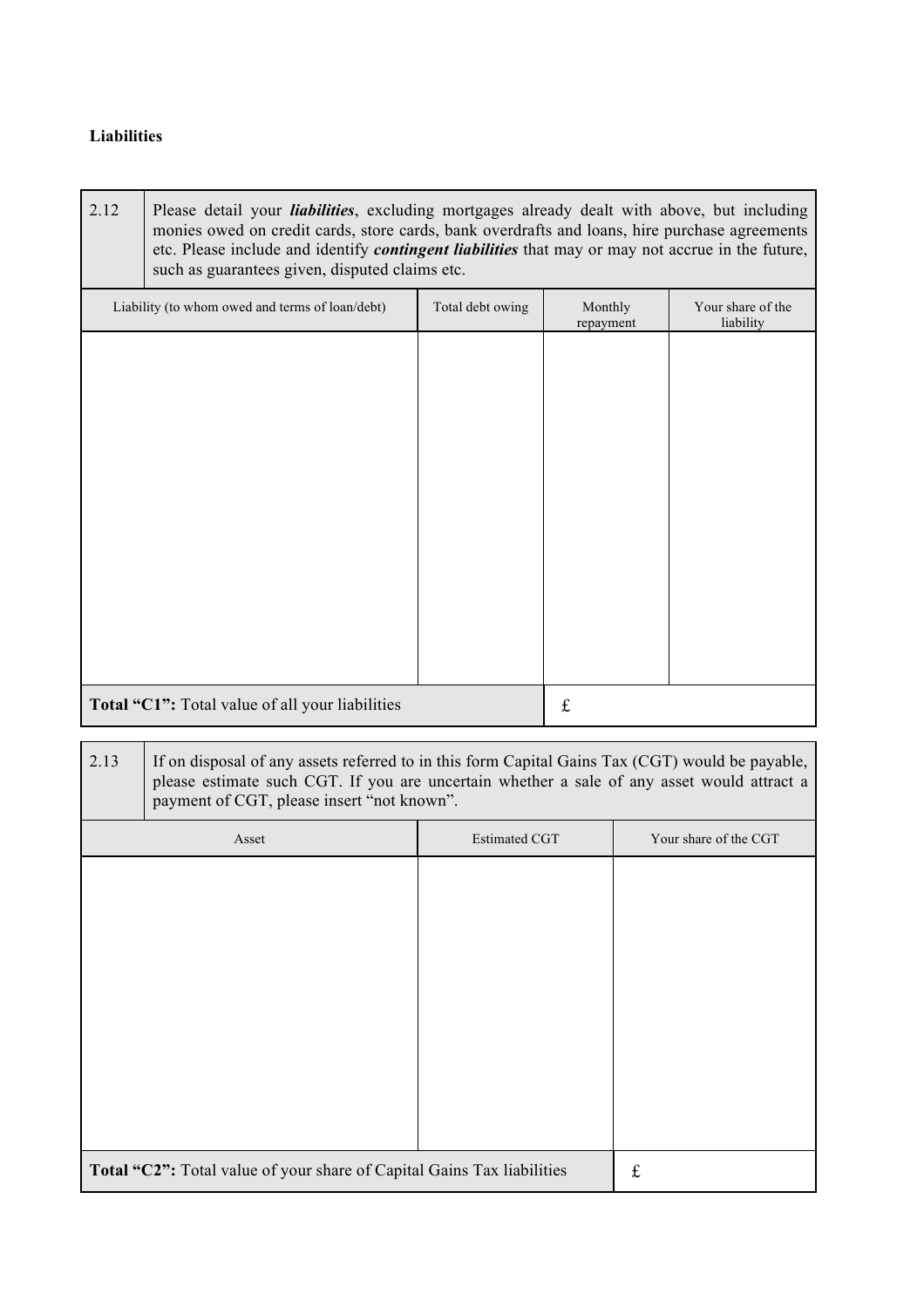**Liabilities**

| 2.12 | Please detail your ***liabilities***, excluding mortgages already dealt with above, but including monies owed on credit cards, store cards, bank overdrafts and loans, hire purchase agreements etc. Please include and identify ***contingent liabilities*** that may or may not accrue in the future, such as guarantees given, disputed claims etc. | | | |
|---|---|---|---|---|
| Liability (to whom owed and terms of loan/debt) | | Total debt owing | Monthly repayment | Your share of the liability |
| | | | | |
| **Total "C1":** Total value of all your liabilities | | | £ | |

| 2.13 | If on disposal of any assets referred to in this form Capital Gains Tax (CGT) would be payable, please estimate such CGT. If you are uncertain whether a sale of any asset would attract a payment of CGT, please insert "not known". | | |
|---|---|---|---|
| Asset | | Estimated CGT | Your share of the CGT |
| | | | |
| **Total "C2":** Total value of your share of Capital Gains Tax liabilities | | | £ |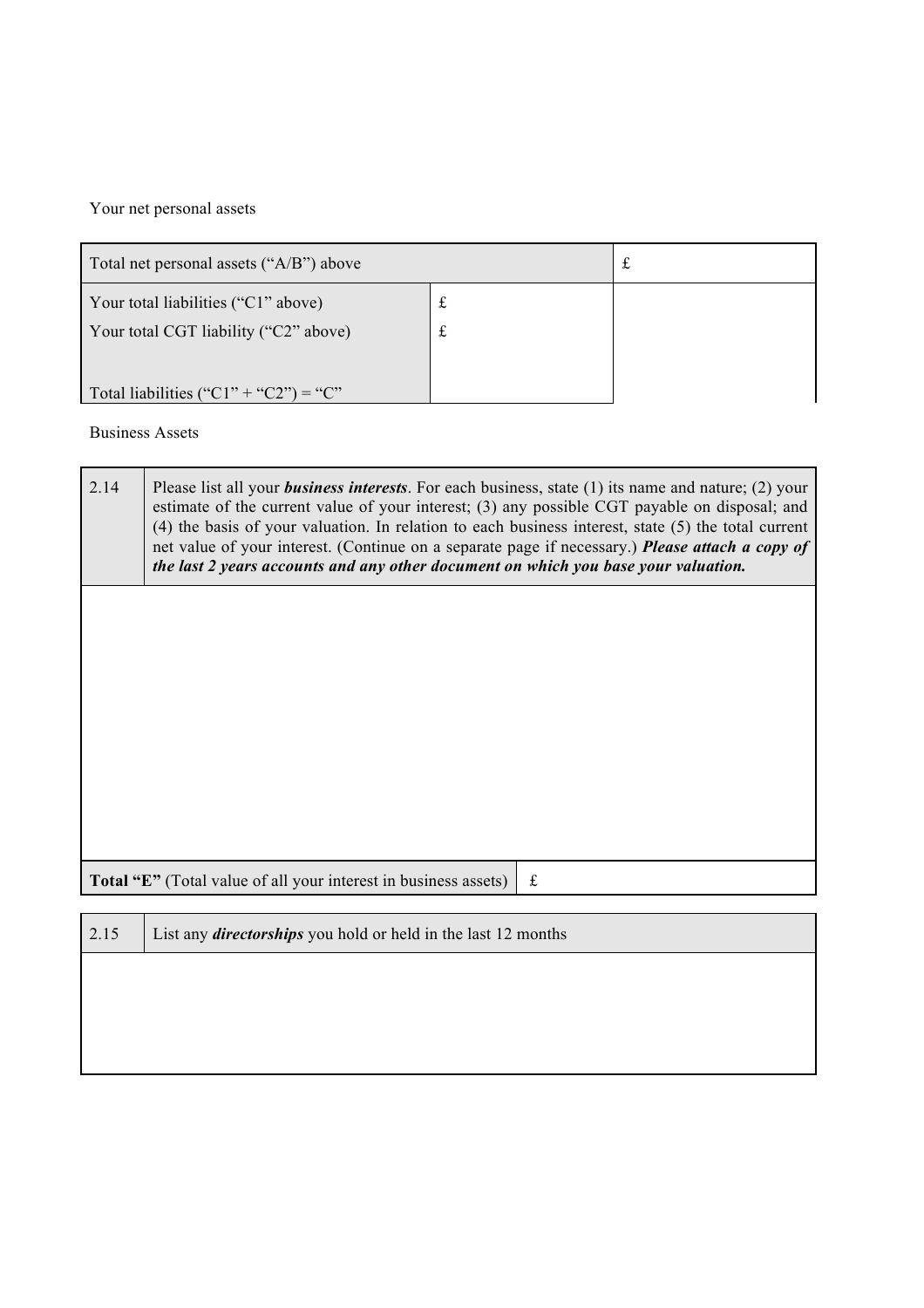Your net personal assets

| Total net personal assets ("A/B") above | | £ |
|---|---|---|
| Your total liabilities ("C1" above)<br>Your total CGT liability ("C2" above)<br><br>Total liabilities ("C1" + "C2") = "C" | £<br>£ | |

Business Assets

| 2.14 | Please list all your ***business interests***. For each business, state (1) its name and nature; (2) your estimate of the current value of your interest; (3) any possible CGT payable on disposal; and (4) the basis of your valuation. In relation to each business interest, state (5) the total current net value of your interest. (Continue on a separate page if necessary.) ***Please attach a copy of the last 2 years accounts and any other document on which you base your valuation.*** |
|---|---|
| | |
| **Total "E"** (Total value of all your interest in business assets) | £ |

| 2.15 | List any ***directorships*** you hold or held in the last 12 months |
|---|---|
| | |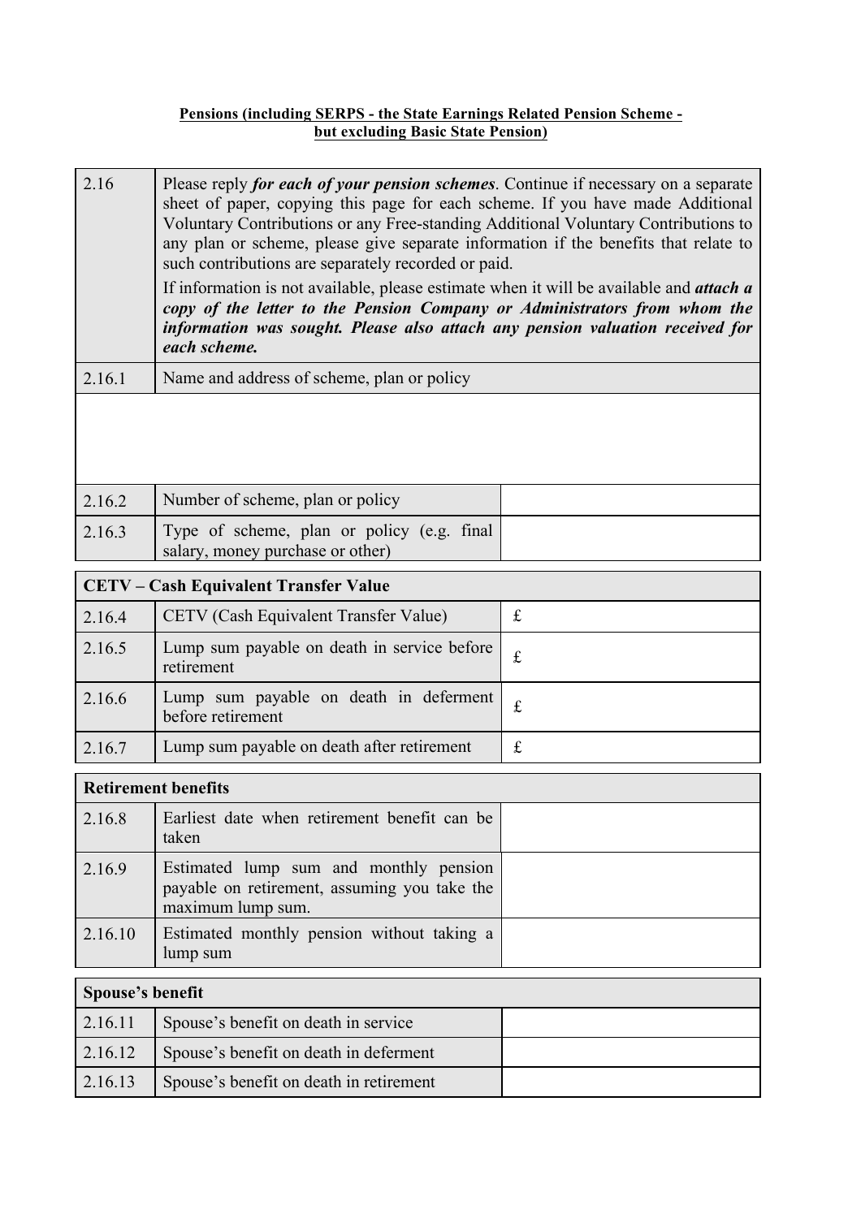**Pensions (including SERPS - the State Earnings Related Pension Scheme - but excluding Basic State Pension)**

| | |
|---|---|
| 2.16 | Please reply ***for each of your pension schemes***. Continue if necessary on a separate sheet of paper, copying this page for each scheme. If you have made Additional Voluntary Contributions or any Free-standing Additional Voluntary Contributions to any plan or scheme, please give separate information if the benefits that relate to such contributions are separately recorded or paid.<br><br>If information is not available, please estimate when it will be available and ***attach a copy of the letter to the Pension Company or Administrators from whom the information was sought. Please also attach any pension valuation received for each scheme.*** |
| 2.16.1 | Name and address of scheme, plan or policy |
| | |

| | | |
|---|---|---|
| 2.16.2 | Number of scheme, plan or policy | |
| 2.16.3 | Type of scheme, plan or policy (e.g. final salary, money purchase or other) | |

| **CETV – Cash Equivalent Transfer Value** | | |
|---|---|---|
| 2.16.4 | CETV (Cash Equivalent Transfer Value) | £ |
| 2.16.5 | Lump sum payable on death in service before retirement | £ |
| 2.16.6 | Lump sum payable on death in deferment before retirement | £ |
| 2.16.7 | Lump sum payable on death after retirement | £ |

| **Retirement benefits** | | |
|---|---|---|
| 2.16.8 | Earliest date when retirement benefit can be taken | |
| 2.16.9 | Estimated lump sum and monthly pension payable on retirement, assuming you take the maximum lump sum. | |
| 2.16.10 | Estimated monthly pension without taking a lump sum | |

| **Spouse's benefit** | | |
|---|---|---|
| 2.16.11 | Spouse's benefit on death in service | |
| 2.16.12 | Spouse's benefit on death in deferment | |
| 2.16.13 | Spouse's benefit on death in retirement | |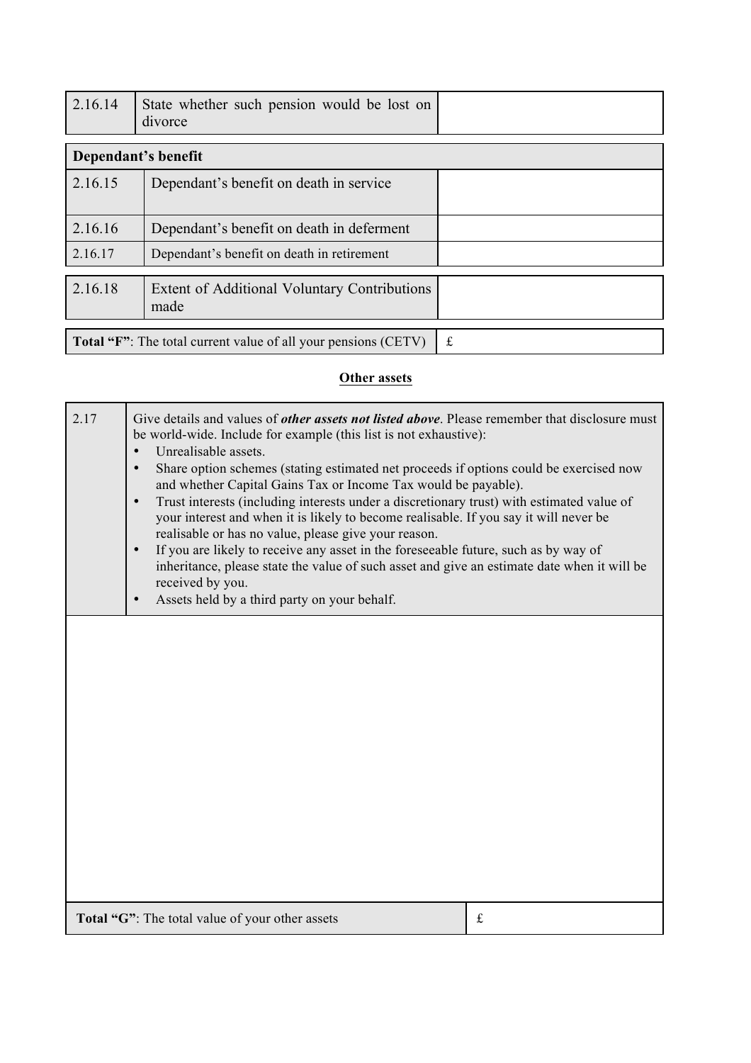| 2.16.14 | State whether such pension would be lost on divorce | |
|---|---|---|

| **Dependant's benefit** | | |
|---|---|---|
| 2.16.15 | Dependant's benefit on death in service | |
| 2.16.16 | Dependant's benefit on death in deferment | |
| 2.16.17 | Dependant's benefit on death in retirement | |

| 2.16.18 | Extent of Additional Voluntary Contributions made | |
|---|---|---|

| **Total "F"**: The total current value of all your pensions (CETV) | £ |
|---|---|

**Other assets**

| 2.17 | Give details and values of ***other assets not listed above***. Please remember that disclosure must be world-wide. Include for example (this list is not exhaustive):<br>• Unrealisable assets.<br>• Share option schemes (stating estimated net proceeds if options could be exercised now and whether Capital Gains Tax or Income Tax would be payable).<br>• Trust interests (including interests under a discretionary trust) with estimated value of your interest and when it is likely to become realisable. If you say it will never be realisable or has no value, please give your reason.<br>• If you are likely to receive any asset in the foreseeable future, such as by way of inheritance, please state the value of such asset and give an estimate date when it will be received by you.<br>• Assets held by a third party on your behalf. |
|---|---|
| | |

| **Total "G"**: The total value of your other assets | £ |
|---|---|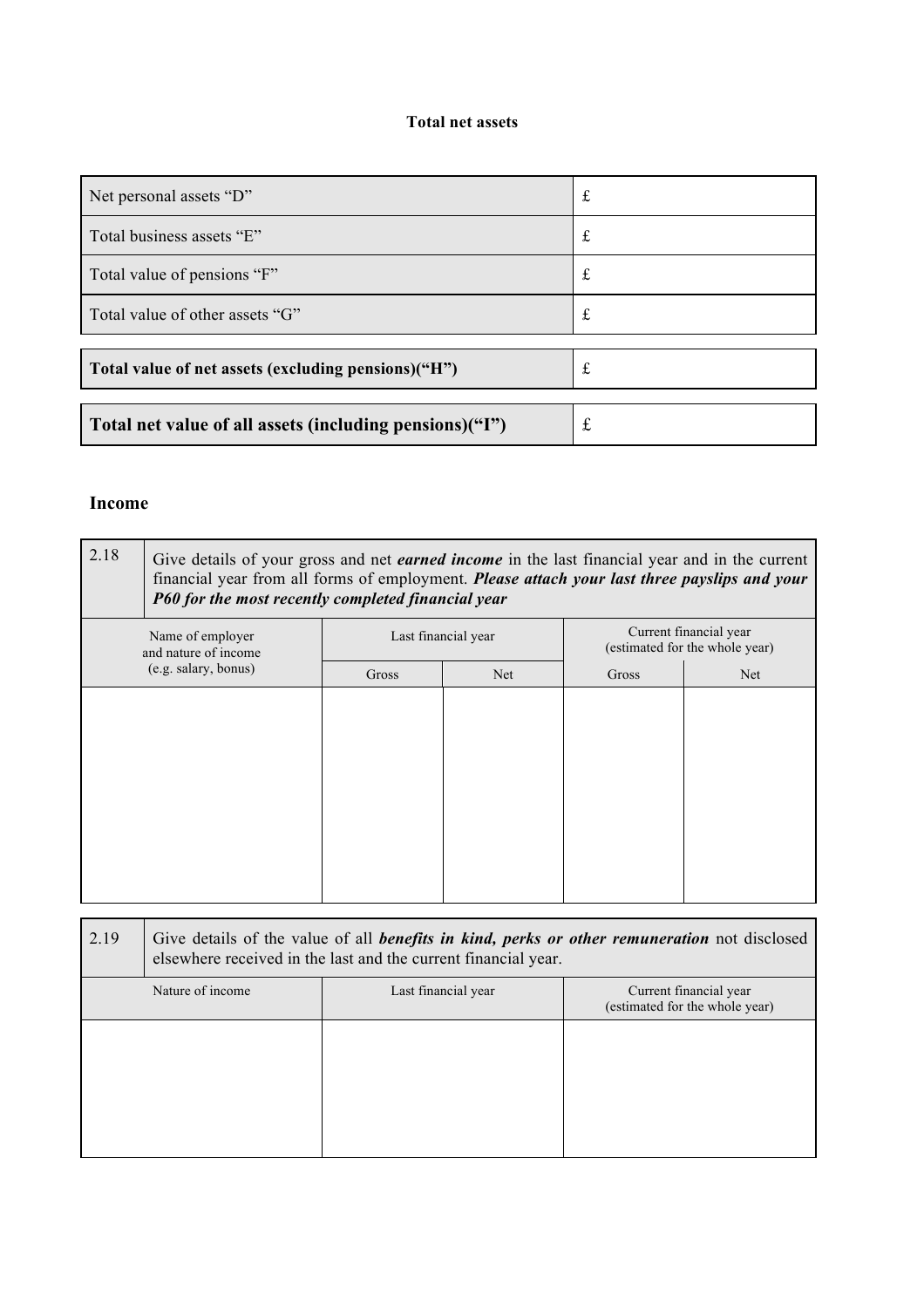**Total net assets**

| | |
|---|---|
| Net personal assets "D" | £ |
| Total business assets "E" | £ |
| Total value of pensions "F" | £ |
| Total value of other assets "G" | £ |

| | |
|---|---|
| **Total value of net assets (excluding pensions)("H")** | £ |

| | |
|---|---|
| **Total net value of all assets (including pensions)("I")** | £ |

## Income

| 2.18 | Give details of your gross and net ***earned income*** in the last financial year and in the current financial year from all forms of employment. ***Please attach your last three payslips and your P60 for the most recently completed financial year*** | | | |
|---|---|---|---|---|
| Name of employer and nature of income (e.g. salary, bonus) | Last financial year | | Current financial year (estimated for the whole year) | |
| | Gross | Net | Gross | Net |
| | | | | |

| 2.19 | Give details of the value of all ***benefits in kind, perks or other remuneration*** not disclosed elsewhere received in the last and the current financial year. |
|---|---|

| Nature of income | Last financial year | Current financial year (estimated for the whole year) |
|---|---|---|
| | | |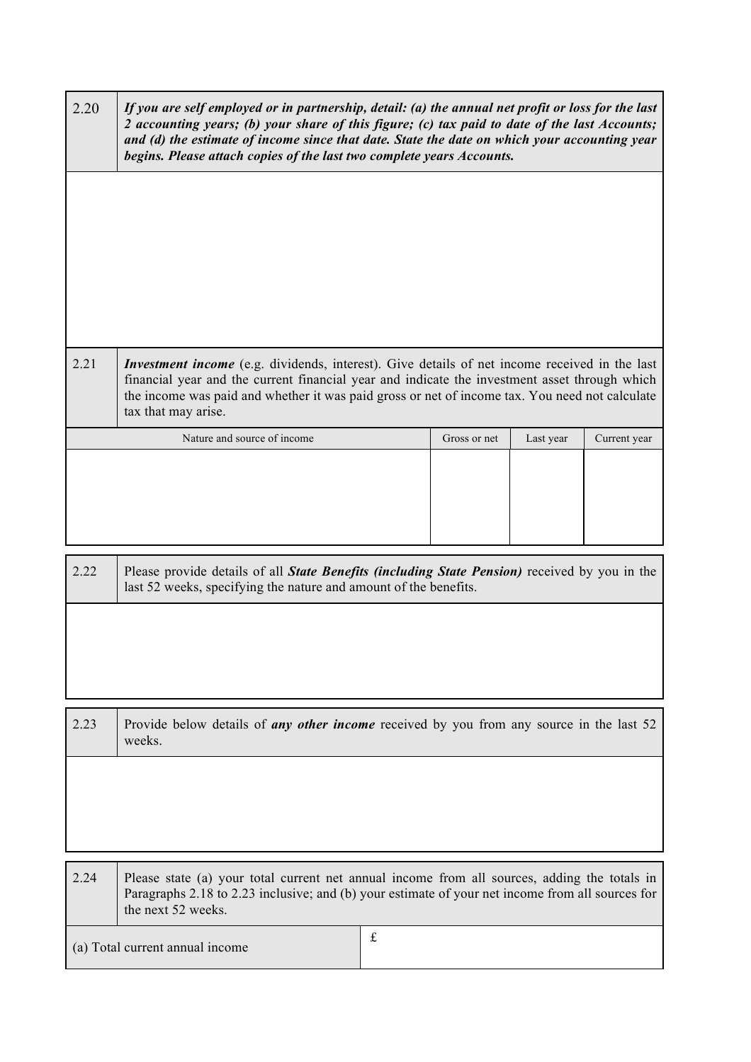| 2.20 | ***If you are self employed or in partnership, detail: (a) the annual net profit or loss for the last 2 accounting years; (b) your share of this figure; (c) tax paid to date of the last Accounts; and (d) the estimate of income since that date. State the date on which your accounting year begins. Please attach copies of the last two complete years Accounts.*** |
|---|---|
| | |

| 2.21 | ***Investment income*** (e.g. dividends, interest). Give details of net income received in the last financial year and the current financial year and indicate the investment asset through which the income was paid and whether it was paid gross or net of income tax. You need not calculate tax that may arise. |
|---|---|

| Nature and source of income | Gross or net | Last year | Current year |
|---|---|---|---|
| | | | |

| 2.22 | Please provide details of all ***State Benefits (including State Pension)*** received by you in the last 52 weeks, specifying the nature and amount of the benefits. |
|---|---|
| | |

| 2.23 | Provide below details of ***any other income*** received by you from any source in the last 52 weeks. |
|---|---|
| | |

| 2.24 | Please state (a) your total current net annual income from all sources, adding the totals in Paragraphs 2.18 to 2.23 inclusive; and (b) your estimate of your net income from all sources for the next 52 weeks. |
|---|---|
| (a) Total current annual income | £ |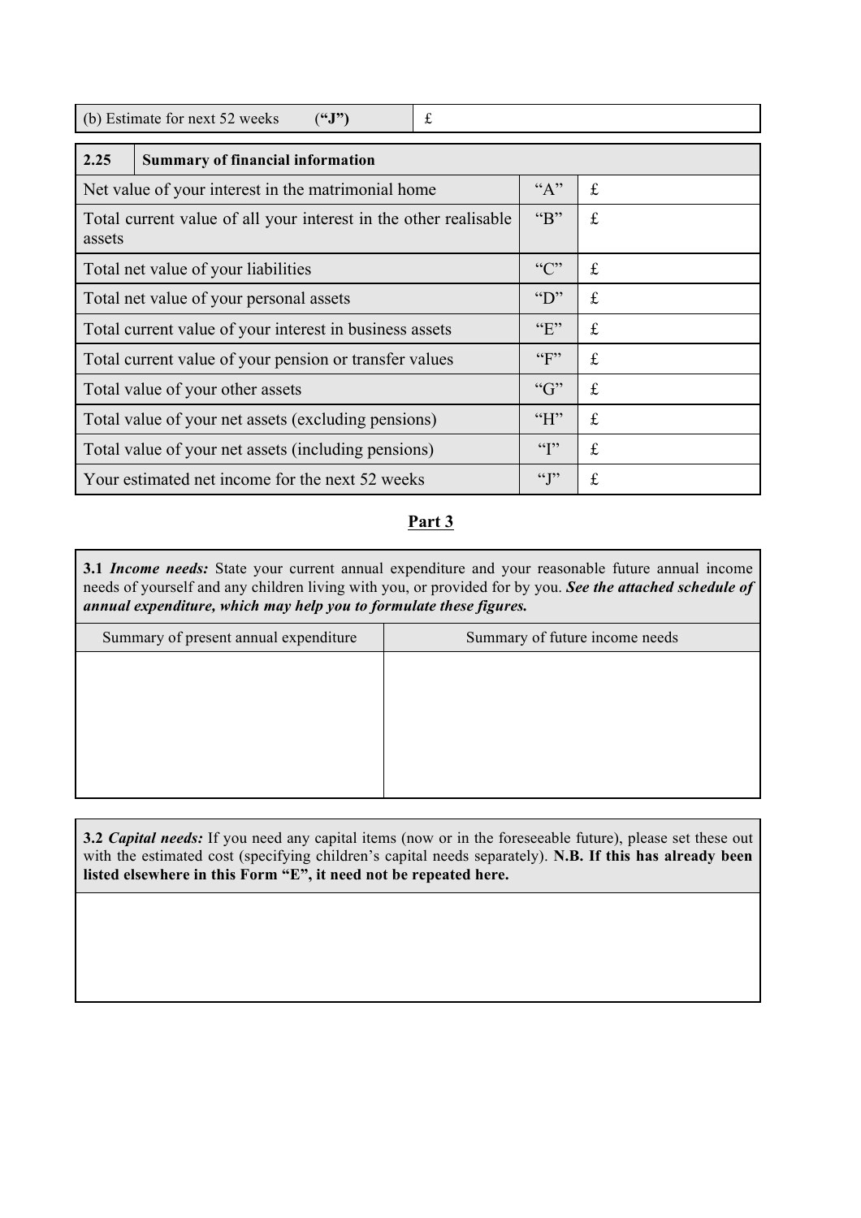| (b) Estimate for next 52 weeks **("J")** | £ |
|---|---|

| **2.25** | **Summary of financial information** | |
|---|---|---|
| Net value of your interest in the matrimonial home | "A" | £ |
| Total current value of all your interest in the other realisable assets | "B" | £ |
| Total net value of your liabilities | "C" | £ |
| Total net value of your personal assets | "D" | £ |
| Total current value of your interest in business assets | "E" | £ |
| Total current value of your pension or transfer values | "F" | £ |
| Total value of your other assets | "G" | £ |
| Total value of your net assets (excluding pensions) | "H" | £ |
| Total value of your net assets (including pensions) | "I" | £ |
| Your estimated net income for the next 52 weeks | "J" | £ |

## Part 3

**3.1** ***Income needs:*** State your current annual expenditure and your reasonable future annual income needs of yourself and any children living with you, or provided for by you. ***See the attached schedule of annual expenditure, which may help you to formulate these figures.***

| Summary of present annual expenditure | Summary of future income needs |
|---|---|
| | |

**3.2** ***Capital needs:*** If you need any capital items (now or in the foreseeable future), please set these out with the estimated cost (specifying children's capital needs separately). **N.B. If this has already been listed elsewhere in this Form "E", it need not be repeated here.**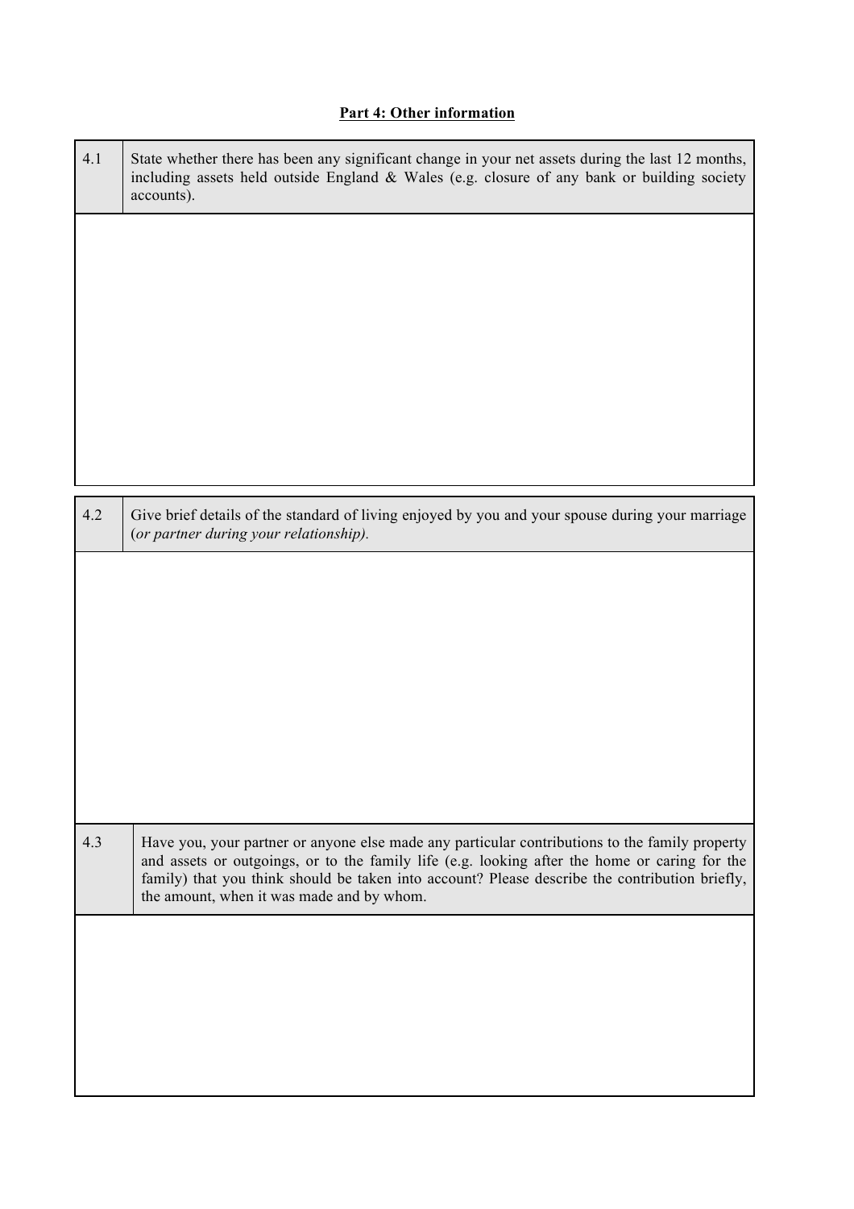## Part 4: Other information

| 4.1 | State whether there has been any significant change in your net assets during the last 12 months, including assets held outside England & Wales (e.g. closure of any bank or building society accounts). |
|---|---|
| | |

| 4.2 | Give brief details of the standard of living enjoyed by you and your spouse during your marriage (*or partner during your relationship).* |
|---|---|
| | |

| 4.3 | Have you, your partner or anyone else made any particular contributions to the family property and assets or outgoings, or to the family life (e.g. looking after the home or caring for the family) that you think should be taken into account? Please describe the contribution briefly, the amount, when it was made and by whom. |
|---|---|
| | |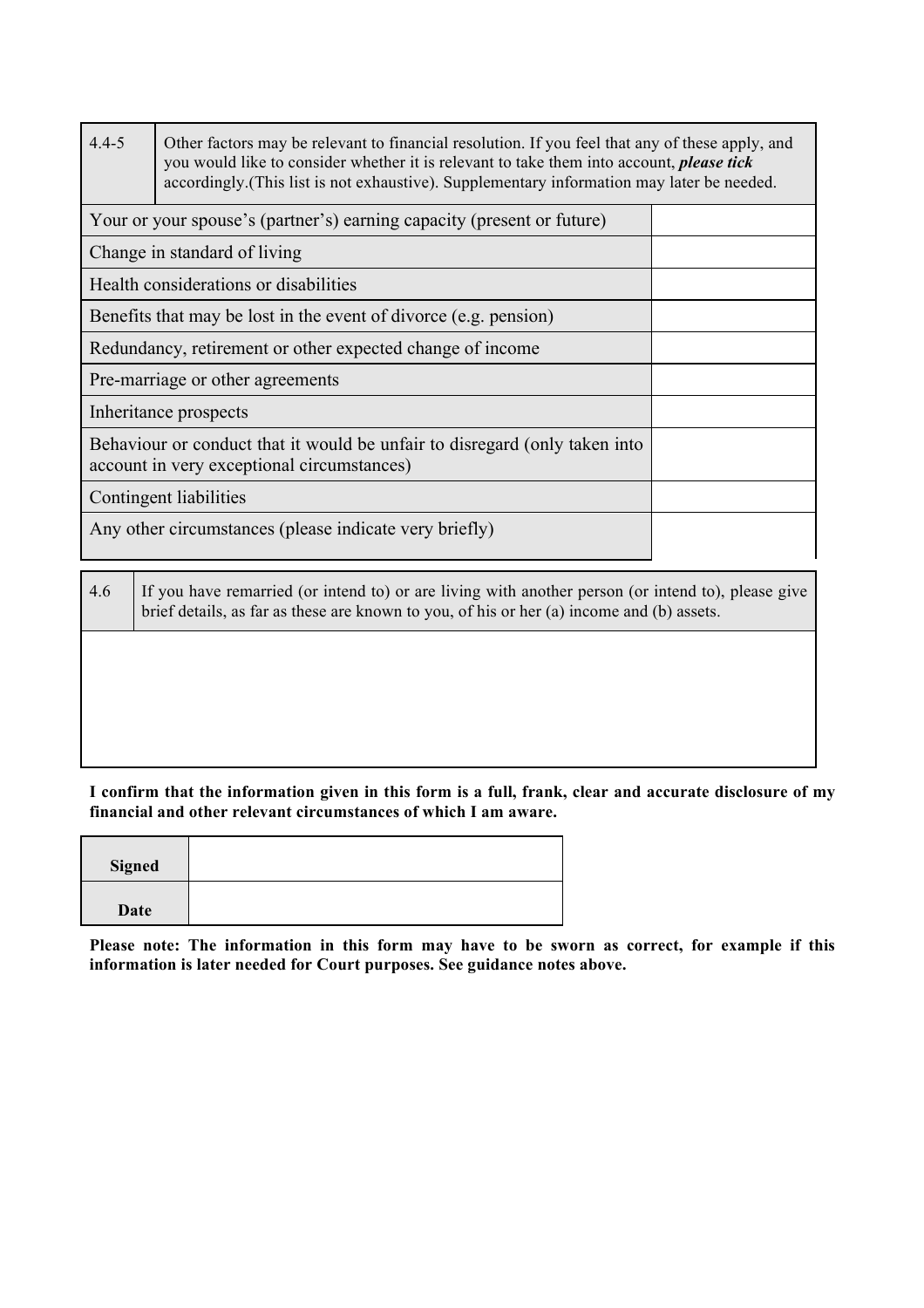| 4.4-5 | Other factors may be relevant to financial resolution. If you feel that any of these apply, and you would like to consider whether it is relevant to take them into account, ***please tick*** accordingly.(This list is not exhaustive). Supplementary information may later be needed. |
|---|---|
| Your or your spouse's (partner's) earning capacity (present or future) | |
| Change in standard of living | |
| Health considerations or disabilities | |
| Benefits that may be lost in the event of divorce (e.g. pension) | |
| Redundancy, retirement or other expected change of income | |
| Pre-marriage or other agreements | |
| Inheritance prospects | |
| Behaviour or conduct that it would be unfair to disregard (only taken into account in very exceptional circumstances) | |
| Contingent liabilities | |
| Any other circumstances (please indicate very briefly) | |

| 4.6 | If you have remarried (or intend to) or are living with another person (or intend to), please give brief details, as far as these are known to you, of his or her (a) income and (b) assets. |
|---|---|
| | |

**I confirm that the information given in this form is a full, frank, clear and accurate disclosure of my financial and other relevant circumstances of which I am aware.**

| **Signed** | |
|---|---|
| **Date** | |

**Please note: The information in this form may have to be sworn as correct, for example if this information is later needed for Court purposes. See guidance notes above.**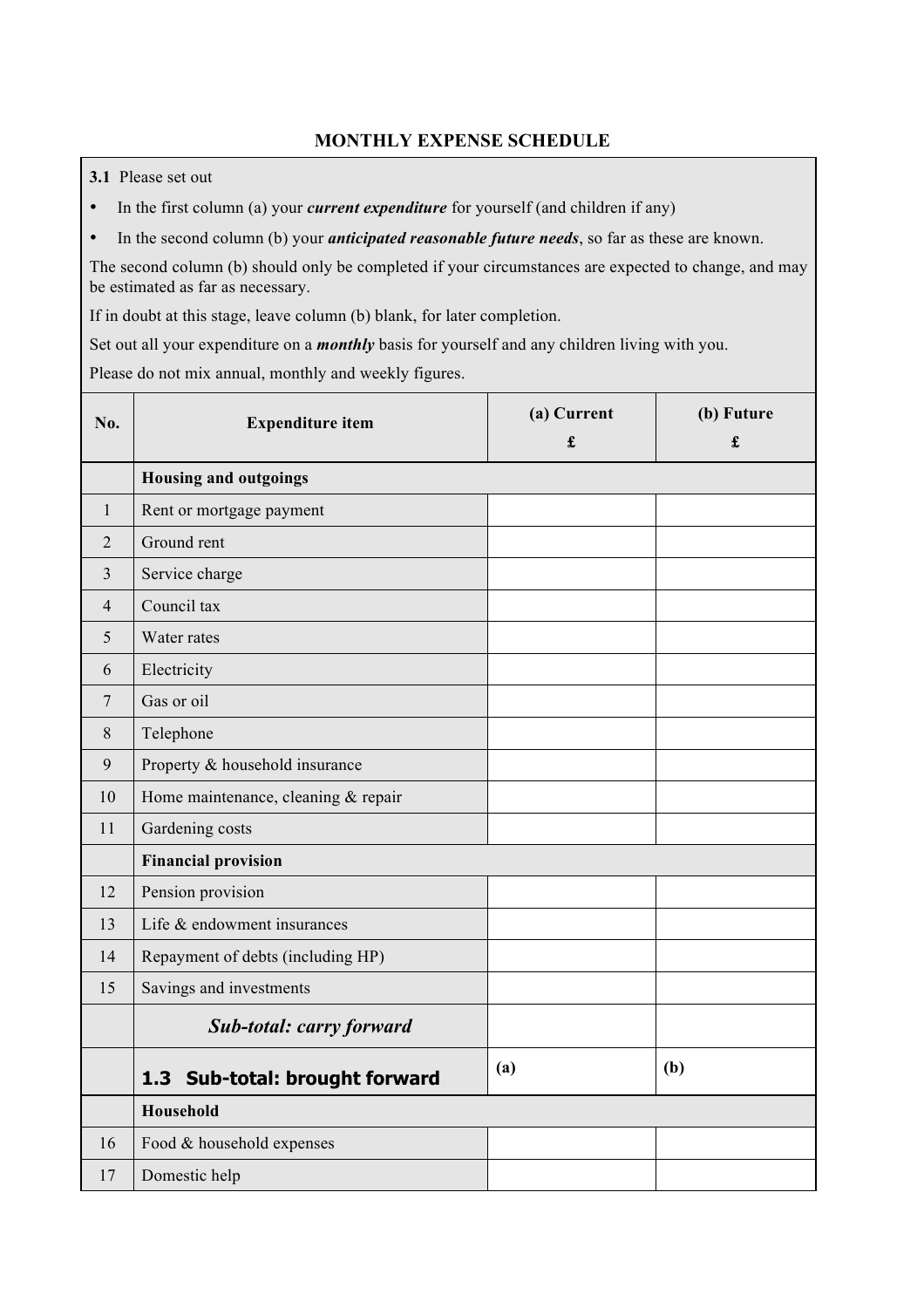## MONTHLY EXPENSE SCHEDULE

**3.1** Please set out

- In the first column (a) your ***current expenditure*** for yourself (and children if any)
- In the second column (b) your ***anticipated reasonable future needs***, so far as these are known.

The second column (b) should only be completed if your circumstances are expected to change, and may be estimated as far as necessary.

If in doubt at this stage, leave column (b) blank, for later completion.

Set out all your expenditure on a ***monthly*** basis for yourself and any children living with you.

Please do not mix annual, monthly and weekly figures.

| No. | Expenditure item | (a) Current £ | (b) Future £ |
|---|---|---|---|
| | **Housing and outgoings** | | |
| 1 | Rent or mortgage payment | | |
| 2 | Ground rent | | |
| 3 | Service charge | | |
| 4 | Council tax | | |
| 5 | Water rates | | |
| 6 | Electricity | | |
| 7 | Gas or oil | | |
| 8 | Telephone | | |
| 9 | Property & household insurance | | |
| 10 | Home maintenance, cleaning & repair | | |
| 11 | Gardening costs | | |
| | **Financial provision** | | |
| 12 | Pension provision | | |
| 13 | Life & endowment insurances | | |
| 14 | Repayment of debts (including HP) | | |
| 15 | Savings and investments | | |
| | ***Sub-total: carry forward*** | | |
| | **1.3 Sub-total: brought forward** | **(a)** | **(b)** |
| | **Household** | | |
| 16 | Food & household expenses | | |
| 17 | Domestic help | | |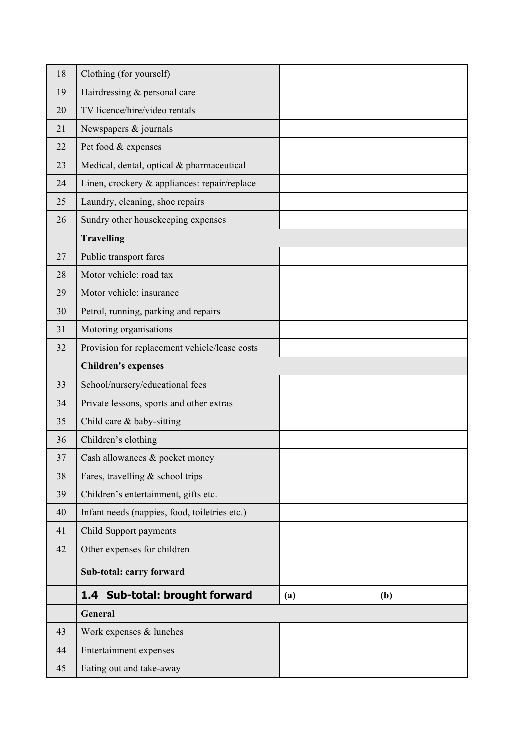| | | | |
|---|---|---|---|
| 18 | Clothing (for yourself) | | |
| 19 | Hairdressing & personal care | | |
| 20 | TV licence/hire/video rentals | | |
| 21 | Newspapers & journals | | |
| 22 | Pet food & expenses | | |
| 23 | Medical, dental, optical & pharmaceutical | | |
| 24 | Linen, crockery & appliances: repair/replace | | |
| 25 | Laundry, cleaning, shoe repairs | | |
| 26 | Sundry other housekeeping expenses | | |
| | **Travelling** | | |
| 27 | Public transport fares | | |
| 28 | Motor vehicle: road tax | | |
| 29 | Motor vehicle: insurance | | |
| 30 | Petrol, running, parking and repairs | | |
| 31 | Motoring organisations | | |
| 32 | Provision for replacement vehicle/lease costs | | |
| | **Children's expenses** | | |
| 33 | School/nursery/educational fees | | |
| 34 | Private lessons, sports and other extras | | |
| 35 | Child care & baby-sitting | | |
| 36 | Children's clothing | | |
| 37 | Cash allowances & pocket money | | |
| 38 | Fares, travelling & school trips | | |
| 39 | Children's entertainment, gifts etc. | | |
| 40 | Infant needs (nappies, food, toiletries etc.) | | |
| 41 | Child Support payments | | |
| 42 | Other expenses for children | | |
| | **Sub-total: carry forward** | | |

| | | | |
|---|---|---|---|
| | **1.4 Sub-total: brought forward** | **(a)** | **(b)** |
| | **General** | | |
| 43 | Work expenses & lunches | | |
| 44 | Entertainment expenses | | |
| 45 | Eating out and take-away | | |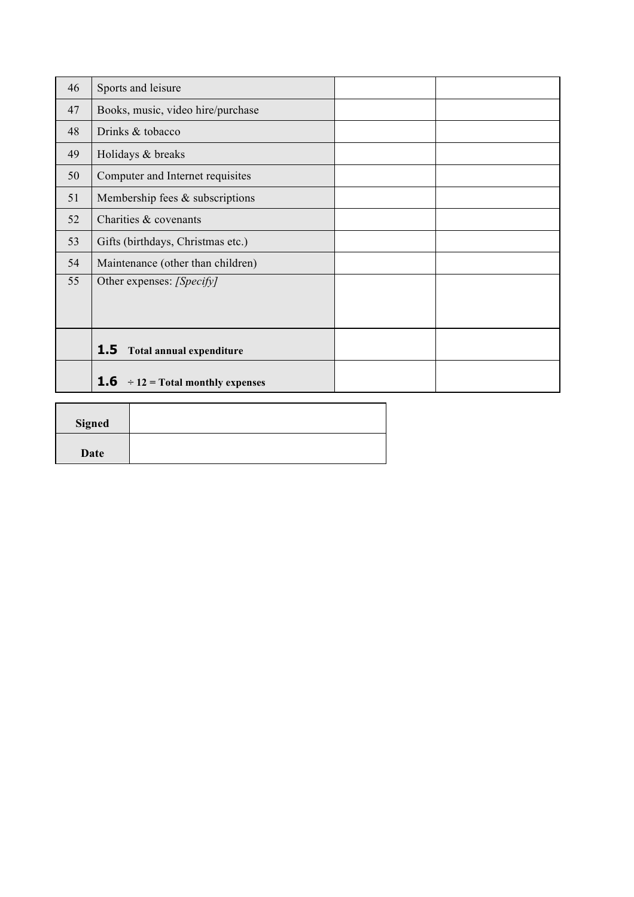| | | | |
|---|---|---|---|
| 46 | Sports and leisure | | |
| 47 | Books, music, video hire/purchase | | |
| 48 | Drinks & tobacco | | |
| 49 | Holidays & breaks | | |
| 50 | Computer and Internet requisites | | |
| 51 | Membership fees & subscriptions | | |
| 52 | Charities & covenants | | |
| 53 | Gifts (birthdays, Christmas etc.) | | |
| 54 | Maintenance (other than children) | | |
| 55 | Other expenses: *[Specify]* | | |
| | **1.5** **Total annual expenditure** | | |
| | **1.6** **÷ 12 = Total monthly expenses** | | |

| | |
|---|---|
| **Signed** | |
| **Date** | |